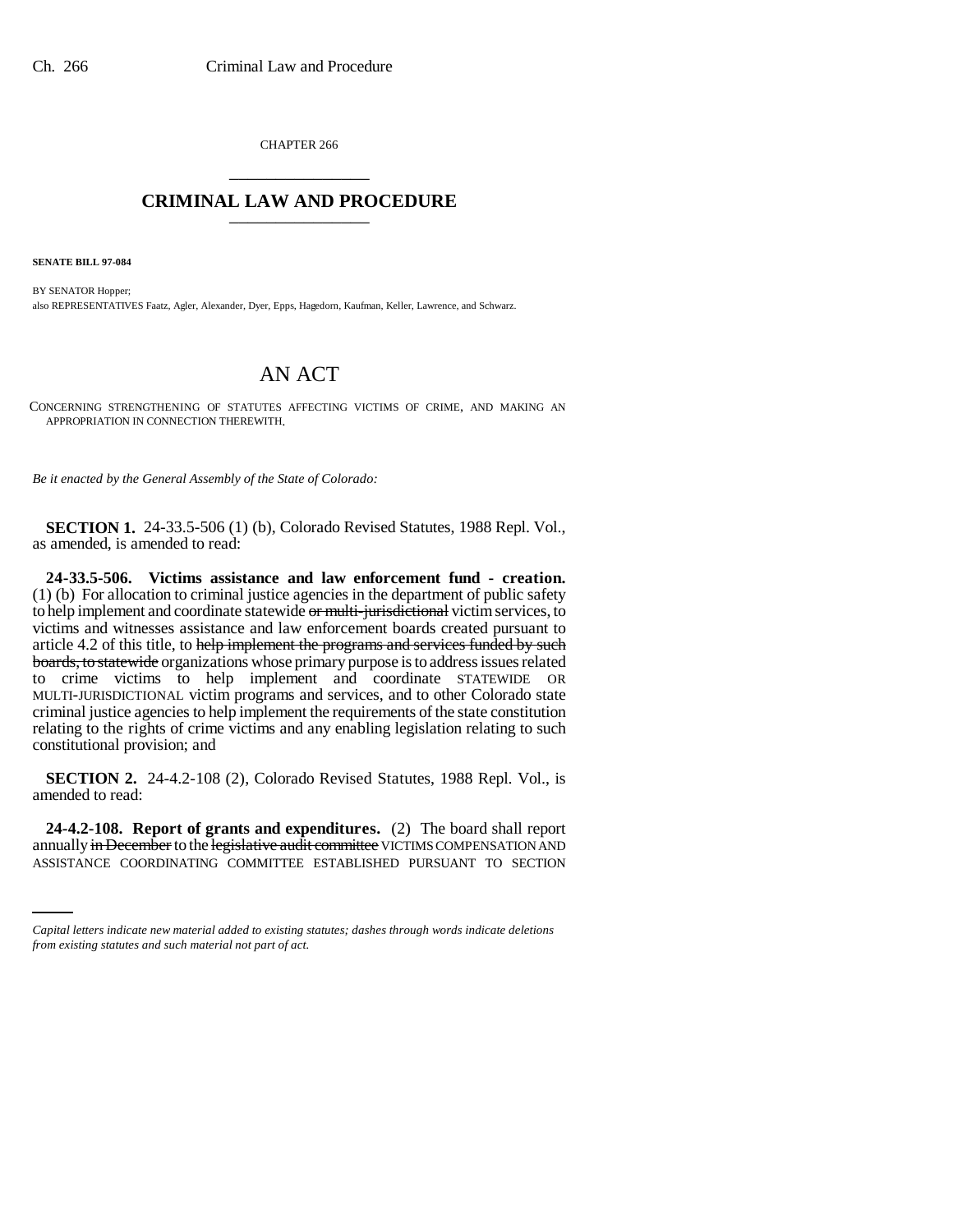CHAPTER 266

# CRIMINAL LAW AND PROCEDURE

**SENATE BILL 97-084**

BY SENATOR Hopper;
also REPRESENTATIVES Faatz, Agler, Alexander, Dyer, Epps, Hagedorn, Kaufman, Keller, Lawrence, and Schwarz.

# AN ACT

CONCERNING STRENGTHENING OF STATUTES AFFECTING VICTIMS OF CRIME, AND MAKING AN APPROPRIATION IN CONNECTION THEREWITH.

*Be it enacted by the General Assembly of the State of Colorado:*

**SECTION 1.** 24-33.5-506 (1) (b), Colorado Revised Statutes, 1988 Repl. Vol., as amended, is amended to read:

**24-33.5-506. Victims assistance and law enforcement fund - creation.** (1) (b) For allocation to criminal justice agencies in the department of public safety to help implement and coordinate statewide ~~or multi-jurisdictional~~ victim services, to victims and witnesses assistance and law enforcement boards created pursuant to article 4.2 of this title, to ~~help implement the programs and services funded by such boards, to statewide~~ organizations whose primary purpose is to address issues related to crime victims to help implement and coordinate STATEWIDE OR MULTI-JURISDICTIONAL victim programs and services, and to other Colorado state criminal justice agencies to help implement the requirements of the state constitution relating to the rights of crime victims and any enabling legislation relating to such constitutional provision; and

**SECTION 2.** 24-4.2-108 (2), Colorado Revised Statutes, 1988 Repl. Vol., is amended to read:

**24-4.2-108. Report of grants and expenditures.** (2) The board shall report annually ~~in December~~ to the ~~legislative audit committee~~ VICTIMS COMPENSATION AND ASSISTANCE COORDINATING COMMITTEE ESTABLISHED PURSUANT TO SECTION

*Capital letters indicate new material added to existing statutes; dashes through words indicate deletions from existing statutes and such material not part of act.*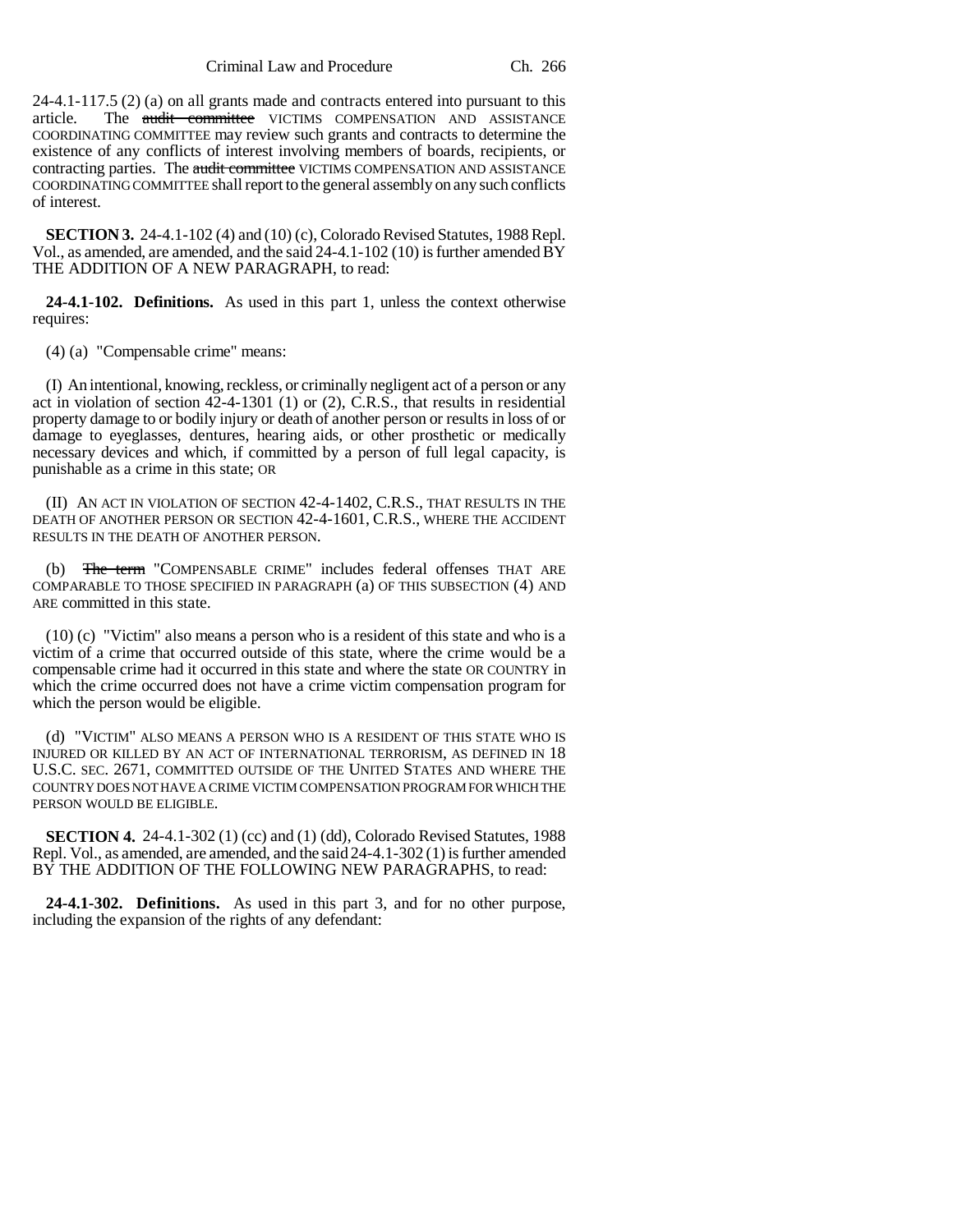24-4.1-117.5 (2) (a) on all grants made and contracts entered into pursuant to this article. The ~~audit committee~~ VICTIMS COMPENSATION AND ASSISTANCE COORDINATING COMMITTEE may review such grants and contracts to determine the existence of any conflicts of interest involving members of boards, recipients, or contracting parties. The ~~audit committee~~ VICTIMS COMPENSATION AND ASSISTANCE COORDINATING COMMITTEE shall report to the general assembly on any such conflicts of interest.

**SECTION 3.** 24-4.1-102 (4) and (10) (c), Colorado Revised Statutes, 1988 Repl. Vol., as amended, are amended, and the said 24-4.1-102 (10) is further amended BY THE ADDITION OF A NEW PARAGRAPH, to read:

**24-4.1-102. Definitions.** As used in this part 1, unless the context otherwise requires:

(4) (a) "Compensable crime" means:

(I) An intentional, knowing, reckless, or criminally negligent act of a person or any act in violation of section 42-4-1301 (1) or (2), C.R.S., that results in residential property damage to or bodily injury or death of another person or results in loss of or damage to eyeglasses, dentures, hearing aids, or other prosthetic or medically necessary devices and which, if committed by a person of full legal capacity, is punishable as a crime in this state; OR

(II) AN ACT IN VIOLATION OF SECTION 42-4-1402, C.R.S., THAT RESULTS IN THE DEATH OF ANOTHER PERSON OR SECTION 42-4-1601, C.R.S., WHERE THE ACCIDENT RESULTS IN THE DEATH OF ANOTHER PERSON.

(b) ~~The term~~ "COMPENSABLE CRIME" includes federal offenses THAT ARE COMPARABLE TO THOSE SPECIFIED IN PARAGRAPH (a) OF THIS SUBSECTION (4) AND ARE committed in this state.

(10) (c) "Victim" also means a person who is a resident of this state and who is a victim of a crime that occurred outside of this state, where the crime would be a compensable crime had it occurred in this state and where the state OR COUNTRY in which the crime occurred does not have a crime victim compensation program for which the person would be eligible.

(d) "VICTIM" ALSO MEANS A PERSON WHO IS A RESIDENT OF THIS STATE WHO IS INJURED OR KILLED BY AN ACT OF INTERNATIONAL TERRORISM, AS DEFINED IN 18 U.S.C. SEC. 2671, COMMITTED OUTSIDE OF THE UNITED STATES AND WHERE THE COUNTRY DOES NOT HAVE A CRIME VICTIM COMPENSATION PROGRAM FOR WHICH THE PERSON WOULD BE ELIGIBLE.

**SECTION 4.** 24-4.1-302 (1) (cc) and (1) (dd), Colorado Revised Statutes, 1988 Repl. Vol., as amended, are amended, and the said 24-4.1-302 (1) is further amended BY THE ADDITION OF THE FOLLOWING NEW PARAGRAPHS, to read:

**24-4.1-302. Definitions.** As used in this part 3, and for no other purpose, including the expansion of the rights of any defendant: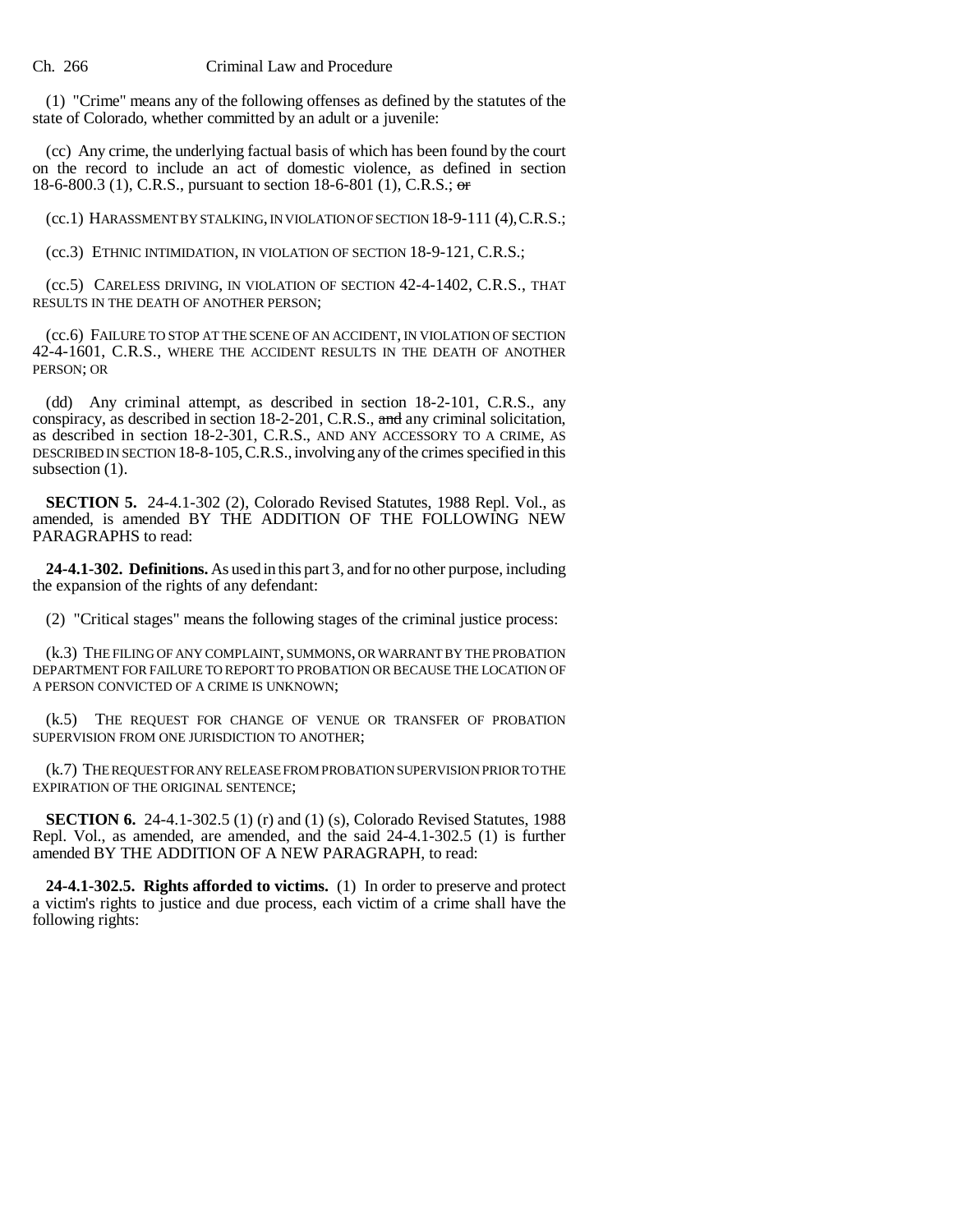(1) "Crime" means any of the following offenses as defined by the statutes of the state of Colorado, whether committed by an adult or a juvenile:

(cc) Any crime, the underlying factual basis of which has been found by the court on the record to include an act of domestic violence, as defined in section 18-6-800.3 (1), C.R.S., pursuant to section 18-6-801 (1), C.R.S.; ~~or~~

(cc.1) HARASSMENT BY STALKING, IN VIOLATION OF SECTION 18-9-111 (4), C.R.S.;

(cc.3) ETHNIC INTIMIDATION, IN VIOLATION OF SECTION 18-9-121, C.R.S.;

(cc.5) CARELESS DRIVING, IN VIOLATION OF SECTION 42-4-1402, C.R.S., THAT RESULTS IN THE DEATH OF ANOTHER PERSON;

(cc.6) FAILURE TO STOP AT THE SCENE OF AN ACCIDENT, IN VIOLATION OF SECTION 42-4-1601, C.R.S., WHERE THE ACCIDENT RESULTS IN THE DEATH OF ANOTHER PERSON; OR

(dd) Any criminal attempt, as described in section 18-2-101, C.R.S., any conspiracy, as described in section 18-2-201, C.R.S., ~~and~~ any criminal solicitation, as described in section 18-2-301, C.R.S., AND ANY ACCESSORY TO A CRIME, AS DESCRIBED IN SECTION 18-8-105, C.R.S., involving any of the crimes specified in this subsection (1).

**SECTION 5.** 24-4.1-302 (2), Colorado Revised Statutes, 1988 Repl. Vol., as amended, is amended BY THE ADDITION OF THE FOLLOWING NEW PARAGRAPHS to read:

**24-4.1-302. Definitions.** As used in this part 3, and for no other purpose, including the expansion of the rights of any defendant:

(2) "Critical stages" means the following stages of the criminal justice process:

(k.3) THE FILING OF ANY COMPLAINT, SUMMONS, OR WARRANT BY THE PROBATION DEPARTMENT FOR FAILURE TO REPORT TO PROBATION OR BECAUSE THE LOCATION OF A PERSON CONVICTED OF A CRIME IS UNKNOWN;

(k.5) THE REQUEST FOR CHANGE OF VENUE OR TRANSFER OF PROBATION SUPERVISION FROM ONE JURISDICTION TO ANOTHER;

(k.7) THE REQUEST FOR ANY RELEASE FROM PROBATION SUPERVISION PRIOR TO THE EXPIRATION OF THE ORIGINAL SENTENCE;

**SECTION 6.** 24-4.1-302.5 (1) (r) and (1) (s), Colorado Revised Statutes, 1988 Repl. Vol., as amended, are amended, and the said 24-4.1-302.5 (1) is further amended BY THE ADDITION OF A NEW PARAGRAPH, to read:

**24-4.1-302.5. Rights afforded to victims.** (1) In order to preserve and protect a victim's rights to justice and due process, each victim of a crime shall have the following rights: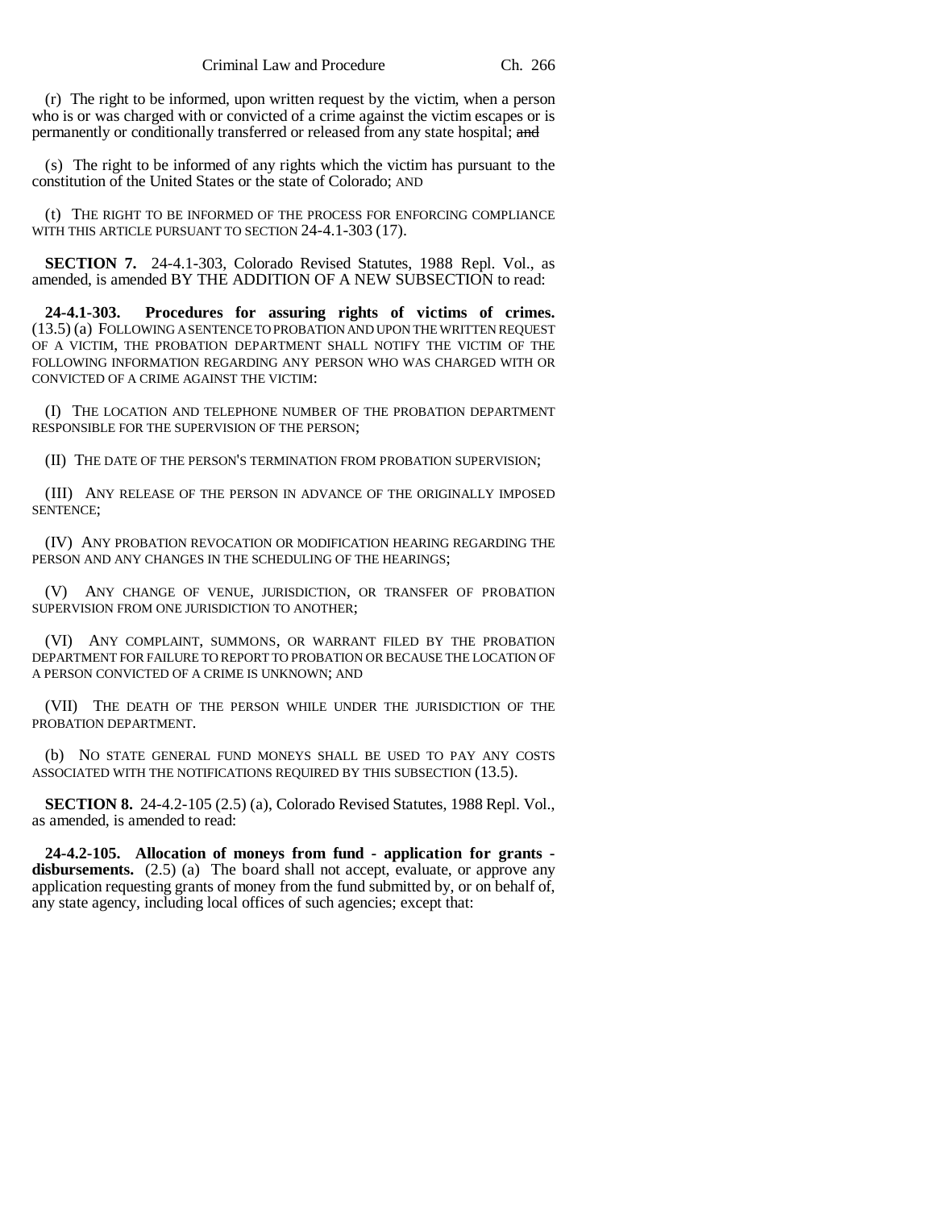(r) The right to be informed, upon written request by the victim, when a person who is or was charged with or convicted of a crime against the victim escapes or is permanently or conditionally transferred or released from any state hospital; ~~and~~

(s) The right to be informed of any rights which the victim has pursuant to the constitution of the United States or the state of Colorado; AND

(t) THE RIGHT TO BE INFORMED OF THE PROCESS FOR ENFORCING COMPLIANCE WITH THIS ARTICLE PURSUANT TO SECTION 24-4.1-303 (17).

**SECTION 7.** 24-4.1-303, Colorado Revised Statutes, 1988 Repl. Vol., as amended, is amended BY THE ADDITION OF A NEW SUBSECTION to read:

**24-4.1-303. Procedures for assuring rights of victims of crimes.** (13.5) (a) FOLLOWING A SENTENCE TO PROBATION AND UPON THE WRITTEN REQUEST OF A VICTIM, THE PROBATION DEPARTMENT SHALL NOTIFY THE VICTIM OF THE FOLLOWING INFORMATION REGARDING ANY PERSON WHO WAS CHARGED WITH OR CONVICTED OF A CRIME AGAINST THE VICTIM:

(I) THE LOCATION AND TELEPHONE NUMBER OF THE PROBATION DEPARTMENT RESPONSIBLE FOR THE SUPERVISION OF THE PERSON;

(II) THE DATE OF THE PERSON'S TERMINATION FROM PROBATION SUPERVISION;

(III) ANY RELEASE OF THE PERSON IN ADVANCE OF THE ORIGINALLY IMPOSED SENTENCE;

(IV) ANY PROBATION REVOCATION OR MODIFICATION HEARING REGARDING THE PERSON AND ANY CHANGES IN THE SCHEDULING OF THE HEARINGS;

(V) ANY CHANGE OF VENUE, JURISDICTION, OR TRANSFER OF PROBATION SUPERVISION FROM ONE JURISDICTION TO ANOTHER;

(VI) ANY COMPLAINT, SUMMONS, OR WARRANT FILED BY THE PROBATION DEPARTMENT FOR FAILURE TO REPORT TO PROBATION OR BECAUSE THE LOCATION OF A PERSON CONVICTED OF A CRIME IS UNKNOWN; AND

(VII) THE DEATH OF THE PERSON WHILE UNDER THE JURISDICTION OF THE PROBATION DEPARTMENT.

(b) NO STATE GENERAL FUND MONEYS SHALL BE USED TO PAY ANY COSTS ASSOCIATED WITH THE NOTIFICATIONS REQUIRED BY THIS SUBSECTION (13.5).

**SECTION 8.** 24-4.2-105 (2.5) (a), Colorado Revised Statutes, 1988 Repl. Vol., as amended, is amended to read:

**24-4.2-105. Allocation of moneys from fund - application for grants - disbursements.** (2.5) (a) The board shall not accept, evaluate, or approve any application requesting grants of money from the fund submitted by, or on behalf of, any state agency, including local offices of such agencies; except that: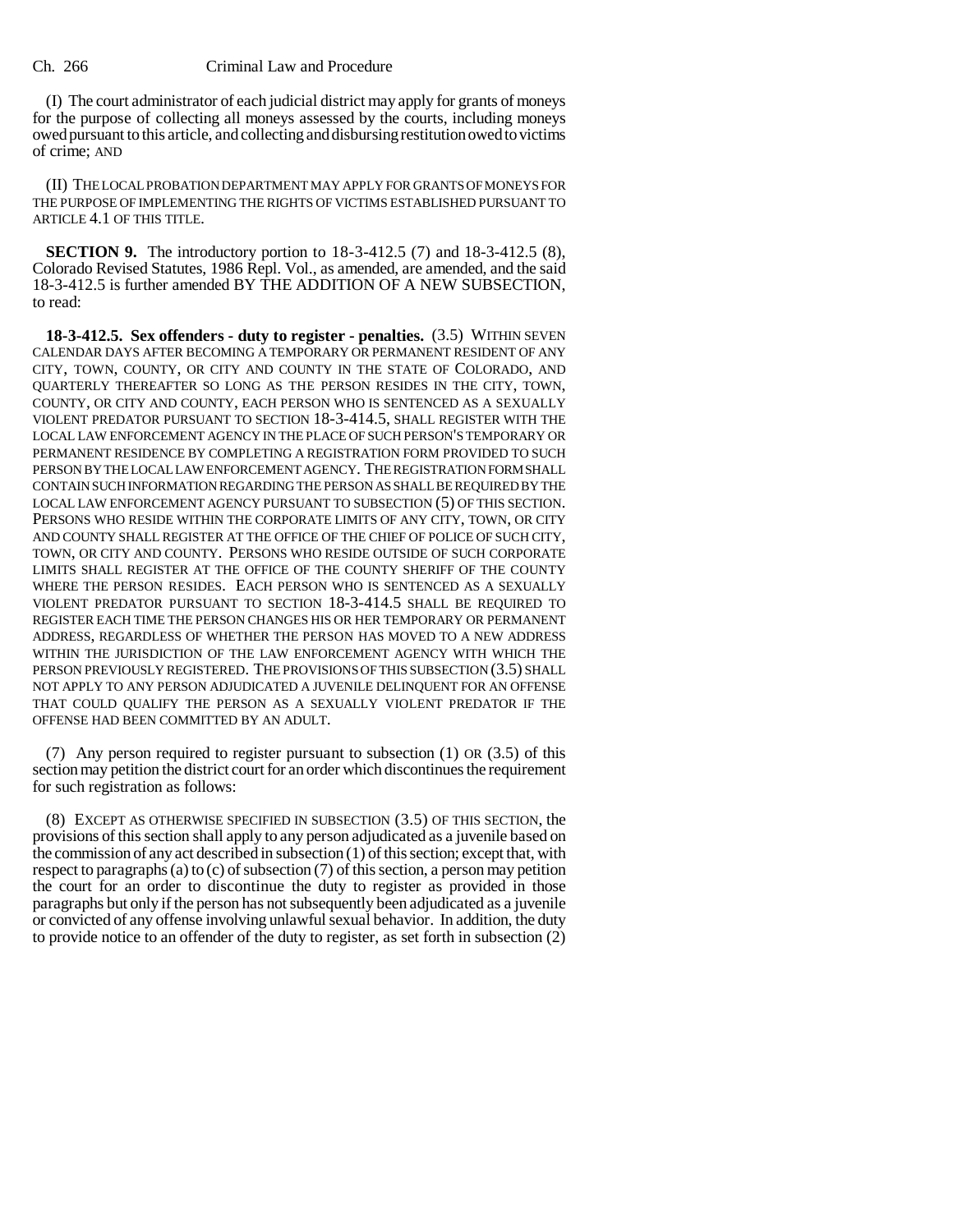(I) The court administrator of each judicial district may apply for grants of moneys for the purpose of collecting all moneys assessed by the courts, including moneys owed pursuant to this article, and collecting and disbursing restitution owed to victims of crime; AND

(II) THE LOCAL PROBATION DEPARTMENT MAY APPLY FOR GRANTS OF MONEYS FOR THE PURPOSE OF IMPLEMENTING THE RIGHTS OF VICTIMS ESTABLISHED PURSUANT TO ARTICLE 4.1 OF THIS TITLE.

**SECTION 9.** The introductory portion to 18-3-412.5 (7) and 18-3-412.5 (8), Colorado Revised Statutes, 1986 Repl. Vol., as amended, are amended, and the said 18-3-412.5 is further amended BY THE ADDITION OF A NEW SUBSECTION, to read:

**18-3-412.5. Sex offenders - duty to register - penalties.** (3.5) WITHIN SEVEN CALENDAR DAYS AFTER BECOMING A TEMPORARY OR PERMANENT RESIDENT OF ANY CITY, TOWN, COUNTY, OR CITY AND COUNTY IN THE STATE OF COLORADO, AND QUARTERLY THEREAFTER SO LONG AS THE PERSON RESIDES IN THE CITY, TOWN, COUNTY, OR CITY AND COUNTY, EACH PERSON WHO IS SENTENCED AS A SEXUALLY VIOLENT PREDATOR PURSUANT TO SECTION 18-3-414.5, SHALL REGISTER WITH THE LOCAL LAW ENFORCEMENT AGENCY IN THE PLACE OF SUCH PERSON'S TEMPORARY OR PERMANENT RESIDENCE BY COMPLETING A REGISTRATION FORM PROVIDED TO SUCH PERSON BY THE LOCAL LAW ENFORCEMENT AGENCY. THE REGISTRATION FORM SHALL CONTAIN SUCH INFORMATION REGARDING THE PERSON AS SHALL BE REQUIRED BY THE LOCAL LAW ENFORCEMENT AGENCY PURSUANT TO SUBSECTION (5) OF THIS SECTION. PERSONS WHO RESIDE WITHIN THE CORPORATE LIMITS OF ANY CITY, TOWN, OR CITY AND COUNTY SHALL REGISTER AT THE OFFICE OF THE CHIEF OF POLICE OF SUCH CITY, TOWN, OR CITY AND COUNTY. PERSONS WHO RESIDE OUTSIDE OF SUCH CORPORATE LIMITS SHALL REGISTER AT THE OFFICE OF THE COUNTY SHERIFF OF THE COUNTY WHERE THE PERSON RESIDES. EACH PERSON WHO IS SENTENCED AS A SEXUALLY VIOLENT PREDATOR PURSUANT TO SECTION 18-3-414.5 SHALL BE REQUIRED TO REGISTER EACH TIME THE PERSON CHANGES HIS OR HER TEMPORARY OR PERMANENT ADDRESS, REGARDLESS OF WHETHER THE PERSON HAS MOVED TO A NEW ADDRESS WITHIN THE JURISDICTION OF THE LAW ENFORCEMENT AGENCY WITH WHICH THE PERSON PREVIOUSLY REGISTERED. THE PROVISIONS OF THIS SUBSECTION (3.5) SHALL NOT APPLY TO ANY PERSON ADJUDICATED A JUVENILE DELINQUENT FOR AN OFFENSE THAT COULD QUALIFY THE PERSON AS A SEXUALLY VIOLENT PREDATOR IF THE OFFENSE HAD BEEN COMMITTED BY AN ADULT.

(7) Any person required to register pursuant to subsection (1) OR (3.5) of this section may petition the district court for an order which discontinues the requirement for such registration as follows:

(8) EXCEPT AS OTHERWISE SPECIFIED IN SUBSECTION (3.5) OF THIS SECTION, the provisions of this section shall apply to any person adjudicated as a juvenile based on the commission of any act described in subsection (1) of this section; except that, with respect to paragraphs (a) to (c) of subsection (7) of this section, a person may petition the court for an order to discontinue the duty to register as provided in those paragraphs but only if the person has not subsequently been adjudicated as a juvenile or convicted of any offense involving unlawful sexual behavior. In addition, the duty to provide notice to an offender of the duty to register, as set forth in subsection (2)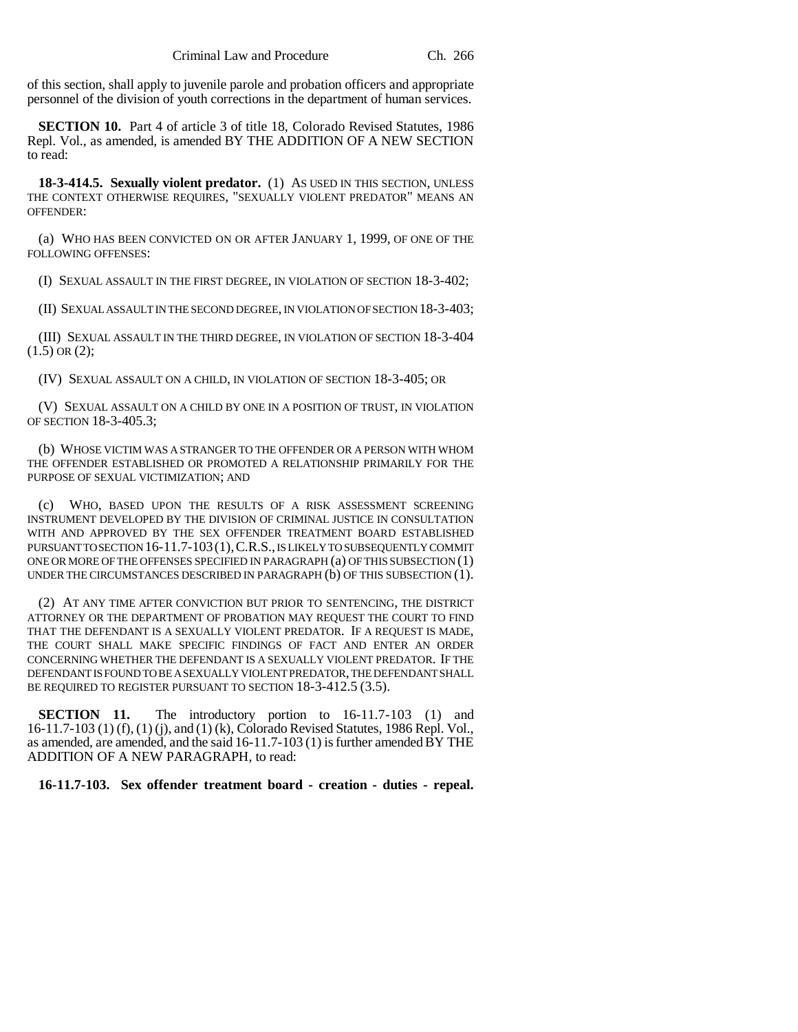of this section, shall apply to juvenile parole and probation officers and appropriate personnel of the division of youth corrections in the department of human services.

**SECTION 10.** Part 4 of article 3 of title 18, Colorado Revised Statutes, 1986 Repl. Vol., as amended, is amended BY THE ADDITION OF A NEW SECTION to read:

**18-3-414.5. Sexually violent predator.** (1) AS USED IN THIS SECTION, UNLESS THE CONTEXT OTHERWISE REQUIRES, "SEXUALLY VIOLENT PREDATOR" MEANS AN OFFENDER:

(a) WHO HAS BEEN CONVICTED ON OR AFTER JANUARY 1, 1999, OF ONE OF THE FOLLOWING OFFENSES:

(I) SEXUAL ASSAULT IN THE FIRST DEGREE, IN VIOLATION OF SECTION 18-3-402;

(II) SEXUAL ASSAULT IN THE SECOND DEGREE, IN VIOLATION OF SECTION 18-3-403;

(III) SEXUAL ASSAULT IN THE THIRD DEGREE, IN VIOLATION OF SECTION 18-3-404 (1.5) OR (2);

(IV) SEXUAL ASSAULT ON A CHILD, IN VIOLATION OF SECTION 18-3-405; OR

(V) SEXUAL ASSAULT ON A CHILD BY ONE IN A POSITION OF TRUST, IN VIOLATION OF SECTION 18-3-405.3;

(b) WHOSE VICTIM WAS A STRANGER TO THE OFFENDER OR A PERSON WITH WHOM THE OFFENDER ESTABLISHED OR PROMOTED A RELATIONSHIP PRIMARILY FOR THE PURPOSE OF SEXUAL VICTIMIZATION; AND

(c) WHO, BASED UPON THE RESULTS OF A RISK ASSESSMENT SCREENING INSTRUMENT DEVELOPED BY THE DIVISION OF CRIMINAL JUSTICE IN CONSULTATION WITH AND APPROVED BY THE SEX OFFENDER TREATMENT BOARD ESTABLISHED PURSUANT TO SECTION 16-11.7-103 (1), C.R.S., IS LIKELY TO SUBSEQUENTLY COMMIT ONE OR MORE OF THE OFFENSES SPECIFIED IN PARAGRAPH (a) OF THIS SUBSECTION (1) UNDER THE CIRCUMSTANCES DESCRIBED IN PARAGRAPH (b) OF THIS SUBSECTION (1).

(2) AT ANY TIME AFTER CONVICTION BUT PRIOR TO SENTENCING, THE DISTRICT ATTORNEY OR THE DEPARTMENT OF PROBATION MAY REQUEST THE COURT TO FIND THAT THE DEFENDANT IS A SEXUALLY VIOLENT PREDATOR. IF A REQUEST IS MADE, THE COURT SHALL MAKE SPECIFIC FINDINGS OF FACT AND ENTER AN ORDER CONCERNING WHETHER THE DEFENDANT IS A SEXUALLY VIOLENT PREDATOR. IF THE DEFENDANT IS FOUND TO BE A SEXUALLY VIOLENT PREDATOR, THE DEFENDANT SHALL BE REQUIRED TO REGISTER PURSUANT TO SECTION 18-3-412.5 (3.5).

**SECTION 11.** The introductory portion to 16-11.7-103 (1) and 16-11.7-103 (1) (f), (1) (j), and (1) (k), Colorado Revised Statutes, 1986 Repl. Vol., as amended, are amended, and the said 16-11.7-103 (1) is further amended BY THE ADDITION OF A NEW PARAGRAPH, to read:

**16-11.7-103. Sex offender treatment board - creation - duties - repeal.**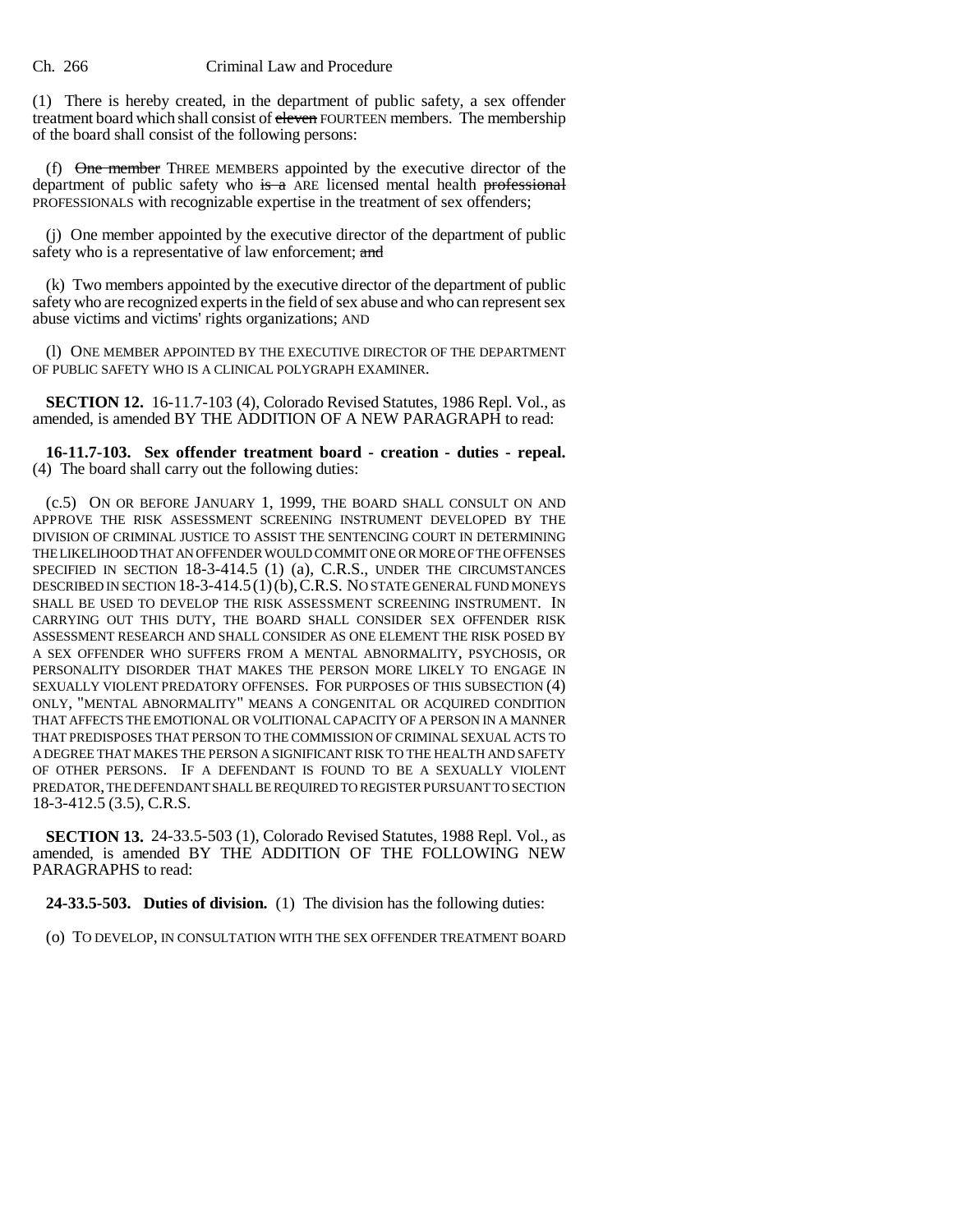(1) There is hereby created, in the department of public safety, a sex offender treatment board which shall consist of ~~eleven~~ FOURTEEN members. The membership of the board shall consist of the following persons:

(f) ~~One member~~ THREE MEMBERS appointed by the executive director of the department of public safety who ~~is a~~ ARE licensed mental health ~~professional~~ PROFESSIONALS with recognizable expertise in the treatment of sex offenders;

(j) One member appointed by the executive director of the department of public safety who is a representative of law enforcement; ~~and~~

(k) Two members appointed by the executive director of the department of public safety who are recognized experts in the field of sex abuse and who can represent sex abuse victims and victims' rights organizations; AND

(l) ONE MEMBER APPOINTED BY THE EXECUTIVE DIRECTOR OF THE DEPARTMENT OF PUBLIC SAFETY WHO IS A CLINICAL POLYGRAPH EXAMINER.

**SECTION 12.** 16-11.7-103 (4), Colorado Revised Statutes, 1986 Repl. Vol., as amended, is amended BY THE ADDITION OF A NEW PARAGRAPH to read:

**16-11.7-103. Sex offender treatment board - creation - duties - repeal.** (4) The board shall carry out the following duties:

(c.5) ON OR BEFORE JANUARY 1, 1999, THE BOARD SHALL CONSULT ON AND APPROVE THE RISK ASSESSMENT SCREENING INSTRUMENT DEVELOPED BY THE DIVISION OF CRIMINAL JUSTICE TO ASSIST THE SENTENCING COURT IN DETERMINING THE LIKELIHOOD THAT AN OFFENDER WOULD COMMIT ONE OR MORE OF THE OFFENSES SPECIFIED IN SECTION 18-3-414.5 (1) (a), C.R.S., UNDER THE CIRCUMSTANCES DESCRIBED IN SECTION 18-3-414.5 (1) (b), C.R.S. NO STATE GENERAL FUND MONEYS SHALL BE USED TO DEVELOP THE RISK ASSESSMENT SCREENING INSTRUMENT. IN CARRYING OUT THIS DUTY, THE BOARD SHALL CONSIDER SEX OFFENDER RISK ASSESSMENT RESEARCH AND SHALL CONSIDER AS ONE ELEMENT THE RISK POSED BY A SEX OFFENDER WHO SUFFERS FROM A MENTAL ABNORMALITY, PSYCHOSIS, OR PERSONALITY DISORDER THAT MAKES THE PERSON MORE LIKELY TO ENGAGE IN SEXUALLY VIOLENT PREDATORY OFFENSES. FOR PURPOSES OF THIS SUBSECTION (4) ONLY, "MENTAL ABNORMALITY" MEANS A CONGENITAL OR ACQUIRED CONDITION THAT AFFECTS THE EMOTIONAL OR VOLITIONAL CAPACITY OF A PERSON IN A MANNER THAT PREDISPOSES THAT PERSON TO THE COMMISSION OF CRIMINAL SEXUAL ACTS TO A DEGREE THAT MAKES THE PERSON A SIGNIFICANT RISK TO THE HEALTH AND SAFETY OF OTHER PERSONS. IF A DEFENDANT IS FOUND TO BE A SEXUALLY VIOLENT PREDATOR, THE DEFENDANT SHALL BE REQUIRED TO REGISTER PURSUANT TO SECTION 18-3-412.5 (3.5), C.R.S.

**SECTION 13.** 24-33.5-503 (1), Colorado Revised Statutes, 1988 Repl. Vol., as amended, is amended BY THE ADDITION OF THE FOLLOWING NEW PARAGRAPHS to read:

**24-33.5-503. Duties of division.** (1) The division has the following duties:

(o) TO DEVELOP, IN CONSULTATION WITH THE SEX OFFENDER TREATMENT BOARD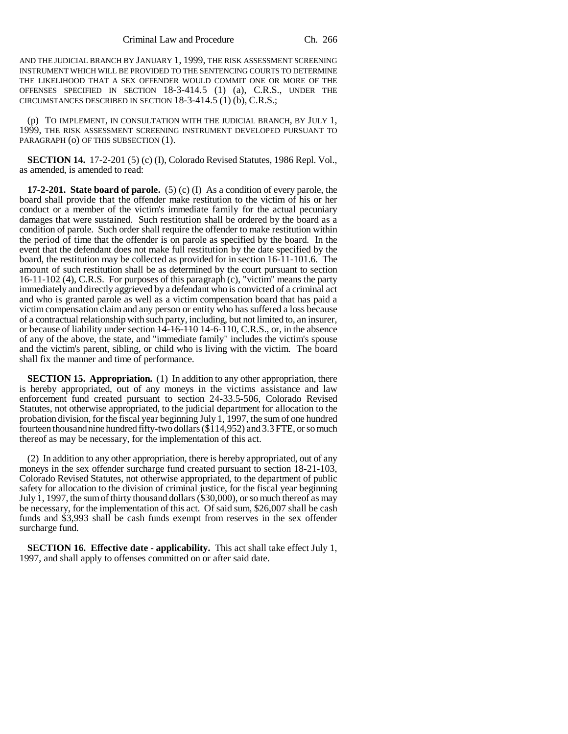AND THE JUDICIAL BRANCH BY JANUARY 1, 1999, THE RISK ASSESSMENT SCREENING INSTRUMENT WHICH WILL BE PROVIDED TO THE SENTENCING COURTS TO DETERMINE THE LIKELIHOOD THAT A SEX OFFENDER WOULD COMMIT ONE OR MORE OF THE OFFENSES SPECIFIED IN SECTION 18-3-414.5 (1) (a), C.R.S., UNDER THE CIRCUMSTANCES DESCRIBED IN SECTION 18-3-414.5 (1) (b), C.R.S.;

(p) TO IMPLEMENT, IN CONSULTATION WITH THE JUDICIAL BRANCH, BY JULY 1, 1999, THE RISK ASSESSMENT SCREENING INSTRUMENT DEVELOPED PURSUANT TO PARAGRAPH (o) OF THIS SUBSECTION (1).

**SECTION 14.** 17-2-201 (5) (c) (I), Colorado Revised Statutes, 1986 Repl. Vol., as amended, is amended to read:

**17-2-201. State board of parole.** (5) (c) (I) As a condition of every parole, the board shall provide that the offender make restitution to the victim of his or her conduct or a member of the victim's immediate family for the actual pecuniary damages that were sustained. Such restitution shall be ordered by the board as a condition of parole. Such order shall require the offender to make restitution within the period of time that the offender is on parole as specified by the board. In the event that the defendant does not make full restitution by the date specified by the board, the restitution may be collected as provided for in section 16-11-101.6. The amount of such restitution shall be as determined by the court pursuant to section 16-11-102 (4), C.R.S. For purposes of this paragraph (c), "victim" means the party immediately and directly aggrieved by a defendant who is convicted of a criminal act and who is granted parole as well as a victim compensation board that has paid a victim compensation claim and any person or entity who has suffered a loss because of a contractual relationship with such party, including, but not limited to, an insurer, or because of liability under section ~~14-16-110~~ 14-6-110, C.R.S., or, in the absence of any of the above, the state, and "immediate family" includes the victim's spouse and the victim's parent, sibling, or child who is living with the victim. The board shall fix the manner and time of performance.

**SECTION 15. Appropriation.** (1) In addition to any other appropriation, there is hereby appropriated, out of any moneys in the victims assistance and law enforcement fund created pursuant to section 24-33.5-506, Colorado Revised Statutes, not otherwise appropriated, to the judicial department for allocation to the probation division, for the fiscal year beginning July 1, 1997, the sum of one hundred fourteen thousand nine hundred fifty-two dollars ($114,952) and 3.3 FTE, or so much thereof as may be necessary, for the implementation of this act.

(2) In addition to any other appropriation, there is hereby appropriated, out of any moneys in the sex offender surcharge fund created pursuant to section 18-21-103, Colorado Revised Statutes, not otherwise appropriated, to the department of public safety for allocation to the division of criminal justice, for the fiscal year beginning July 1, 1997, the sum of thirty thousand dollars ($30,000), or so much thereof as may be necessary, for the implementation of this act. Of said sum, $26,007 shall be cash funds and $3,993 shall be cash funds exempt from reserves in the sex offender surcharge fund.

**SECTION 16. Effective date - applicability.** This act shall take effect July 1, 1997, and shall apply to offenses committed on or after said date.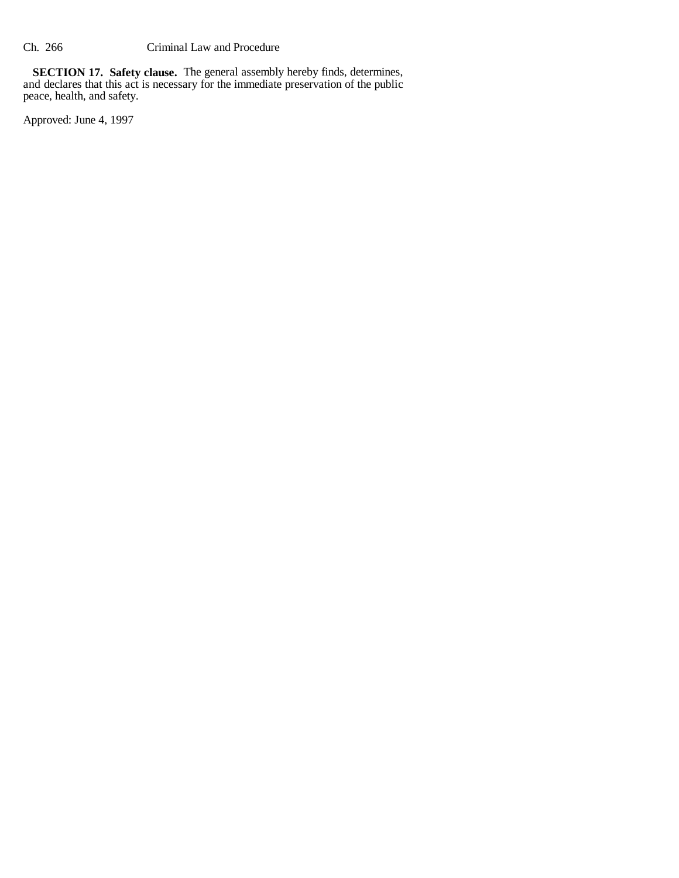**SECTION 17. Safety clause.** The general assembly hereby finds, determines, and declares that this act is necessary for the immediate preservation of the public peace, health, and safety.

Approved: June 4, 1997